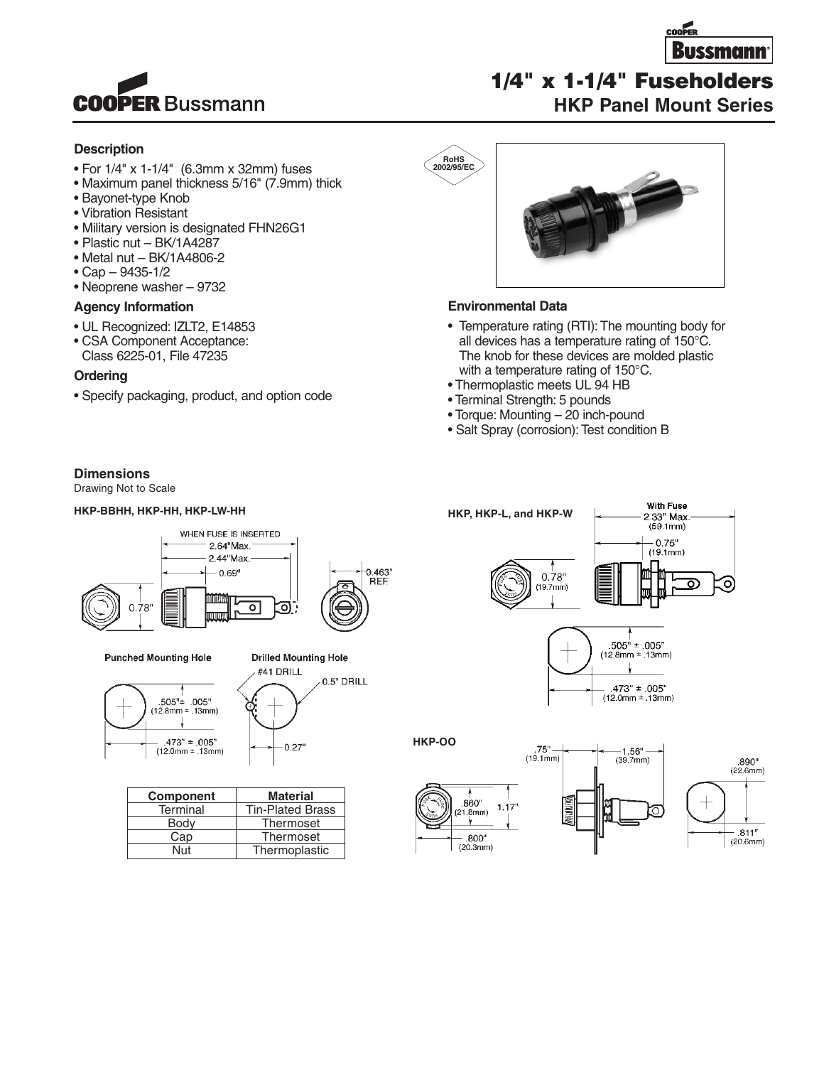# 1/4" x 1-1/4" Fuseholders

## HKP Panel Mount Series

### Description

- For 1/4" x 1-1/4" (6.3mm x 32mm) fuses
- Maximum panel thickness 5/16" (7.9mm) thick
- Bayonet-type Knob
- Vibration Resistant
- Military version is designated FHN26G1
- Plastic nut – BK/1A4287
- Metal nut – BK/1A4806-2
- Cap – 9435-1/2
- Neoprene washer – 9732

### Agency Information

- UL Recognized: IZLT2, E14853
- CSA Component Acceptance: Class 6225-01, File 47235

### Ordering

- Specify packaging, product, and option code

RoHS 2002/95/EC

### Environmental Data

- Temperature rating (RTI): The mounting body for all devices has a temperature rating of 150°C. The knob for these devices are molded plastic with a temperature rating of 150°C.
- Thermoplastic meets UL 94 HB
- Terminal Strength: 5 pounds
- Torque: Mounting – 20 inch-pound
- Salt Spray (corrosion): Test condition B

### Dimensions

Drawing Not to Scale

**HKP-BBHH, HKP-HH, HKP-LW-HH**

WHEN FUSE IS INSERTED 2.64"Max.
2.44"Max.
0.69"
0.78"
0.463" REF

Punched Mounting Hole
.505"± .005" (12.8mm ± .13mm)
.473" ± .005" (12.0mm ± .13mm)

Drilled Mounting Hole
#41 DRILL
0.5" DRILL
0.27"

| Component | Material |
|---|---|
| Terminal | Tin-Plated Brass |
| Body | Thermoset |
| Cap | Thermoset |
| Nut | Thermoplastic |

**HKP, HKP-L, and HKP-W**

With Fuse 2.33" Max. (59.1mm)
0.75" (19.1mm)
0.78" (19.7mm)
.505" ± .005" (12.8mm ± .13mm)
.473" ± .005" (12.0mm ± .13mm)

**HKP-OO**

.75" (19.1mm)
1.56" (39.7mm)
.860" (21.8mm)
1.17"
.800" (20.3mm)
.890" (22.6mm)
.811" (20.6mm)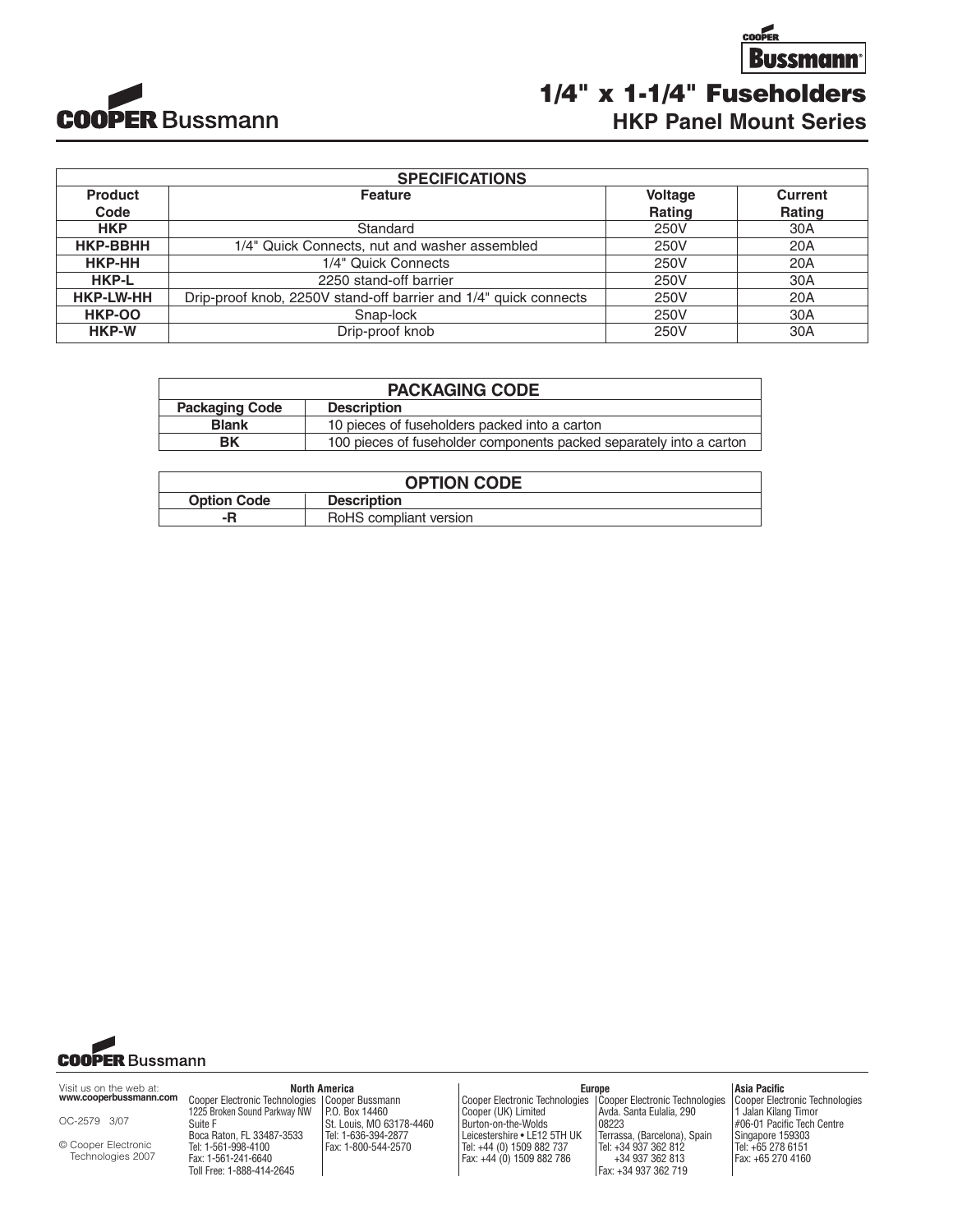# 1/4" x 1-1/4" Fuseholders

## HKP Panel Mount Series

| SPECIFICATIONS | | | |
|---|---|---|---|
| **Product Code** | **Feature** | **Voltage Rating** | **Current Rating** |
| **HKP** | Standard | 250V | 30A |
| **HKP-BBHH** | 1/4" Quick Connects, nut and washer assembled | 250V | 20A |
| **HKP-HH** | 1/4" Quick Connects | 250V | 20A |
| **HKP-L** | 2250 stand-off barrier | 250V | 30A |
| **HKP-LW-HH** | Drip-proof knob, 2250V stand-off barrier and 1/4" quick connects | 250V | 20A |
| **HKP-OO** | Snap-lock | 250V | 30A |
| **HKP-W** | Drip-proof knob | 250V | 30A |

| PACKAGING CODE | |
|---|---|
| **Packaging Code** | **Description** |
| **Blank** | 10 pieces of fuseholders packed into a carton |
| **BK** | 100 pieces of fuseholder components packed separately into a carton |

| OPTION CODE | |
|---|---|
| **Option Code** | **Description** |
| **-R** | RoHS compliant version |

Visit us on the web at: **www.cooperbussmann.com**

OC-2579 3/07

© Cooper Electronic Technologies 2007

**North America**

Cooper Electronic Technologies
1225 Broken Sound Parkway NW
Suite F
Boca Raton, FL 33487-3533
Tel: 1-561-998-4100
Fax: 1-561-241-6640
Toll Free: 1-888-414-2645

Cooper Bussmann
P.O. Box 14460
St. Louis, MO 63178-4460
Tel: 1-636-394-2877
Fax: 1-800-544-2570

**Europe**

Cooper Electronic Technologies
Cooper (UK) Limited
Burton-on-the-Wolds
Leicestershire • LE12 5TH UK
Tel: +44 (0) 1509 882 737
Fax: +44 (0) 1509 882 786

Cooper Electronic Technologies
Avda. Santa Eulalia, 290
08223
Terrassa, (Barcelona), Spain
Tel: +34 937 362 812
+34 937 362 813
Fax: +34 937 362 719

**Asia Pacific**

Cooper Electronic Technologies
1 Jalan Kilang Timor
#06-01 Pacific Tech Centre
Singapore 159303
Tel: +65 278 6151
Fax: +65 270 4160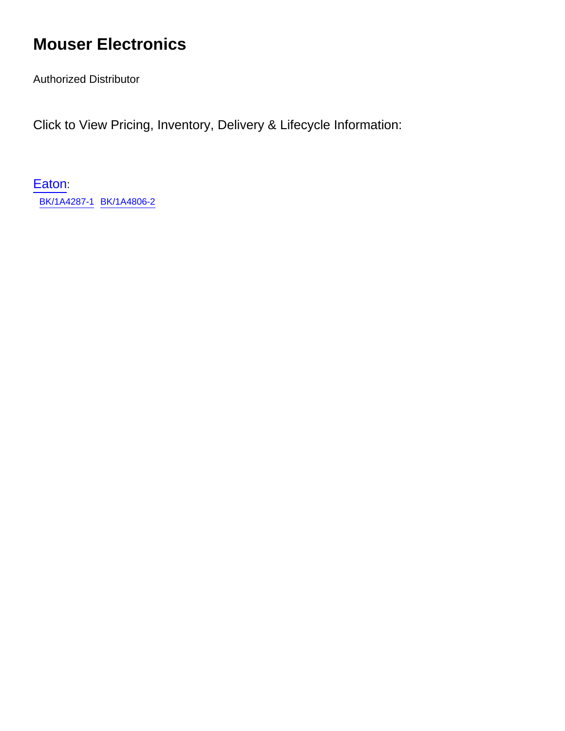# Mouser Electronics

Authorized Distributor

Click to View Pricing, Inventory, Delivery & Lifecycle Information:

Eaton:

BK/1A4287-1 BK/1A4806-2